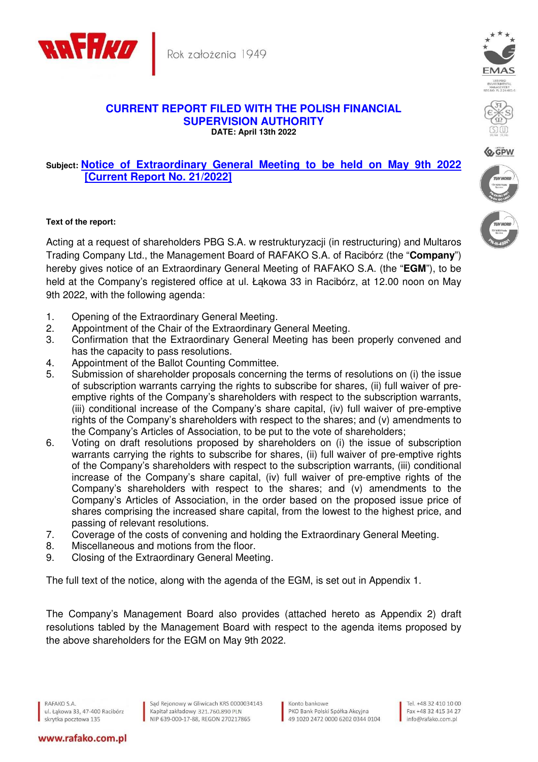# CURRENT REPORT FILED WITH THE POLISH FINANCIAL SUPERVISION AUTHORITY

**DATE: April 13th 2022**

**Subject: Notice of Extraordinary General Meeting to be held on May 9th 2022 [Current Report No. 21/2022]**

**Text of the report:**

Acting at a request of shareholders PBG S.A. w restrukturyzacji (in restructuring) and Multaros Trading Company Ltd., the Management Board of RAFAKO S.A. of Racibórz (the "**Company**") hereby gives notice of an Extraordinary General Meeting of RAFAKO S.A. (the "**EGM**"), to be held at the Company's registered office at ul. Łąkowa 33 in Racibórz, at 12.00 noon on May 9th 2022, with the following agenda:

1. Opening of the Extraordinary General Meeting.
2. Appointment of the Chair of the Extraordinary General Meeting.
3. Confirmation that the Extraordinary General Meeting has been properly convened and has the capacity to pass resolutions.
4. Appointment of the Ballot Counting Committee.
5. Submission of shareholder proposals concerning the terms of resolutions on (i) the issue of subscription warrants carrying the rights to subscribe for shares, (ii) full waiver of pre-emptive rights of the Company's shareholders with respect to the subscription warrants, (iii) conditional increase of the Company's share capital, (iv) full waiver of pre-emptive rights of the Company's shareholders with respect to the shares; and (v) amendments to the Company's Articles of Association, to be put to the vote of shareholders;
6. Voting on draft resolutions proposed by shareholders on (i) the issue of subscription warrants carrying the rights to subscribe for shares, (ii) full waiver of pre-emptive rights of the Company's shareholders with respect to the subscription warrants, (iii) conditional increase of the Company's share capital, (iv) full waiver of pre-emptive rights of the Company's shareholders with respect to the shares; and (v) amendments to the Company's Articles of Association, in the order based on the proposed issue price of shares comprising the increased share capital, from the lowest to the highest price, and passing of relevant resolutions.
7. Coverage of the costs of convening and holding the Extraordinary General Meeting.
8. Miscellaneous and motions from the floor.
9. Closing of the Extraordinary General Meeting.

The full text of the notice, along with the agenda of the EGM, is set out in Appendix 1.

The Company's Management Board also provides (attached hereto as Appendix 2) draft resolutions tabled by the Management Board with respect to the agenda items proposed by the above shareholders for the EGM on May 9th 2022.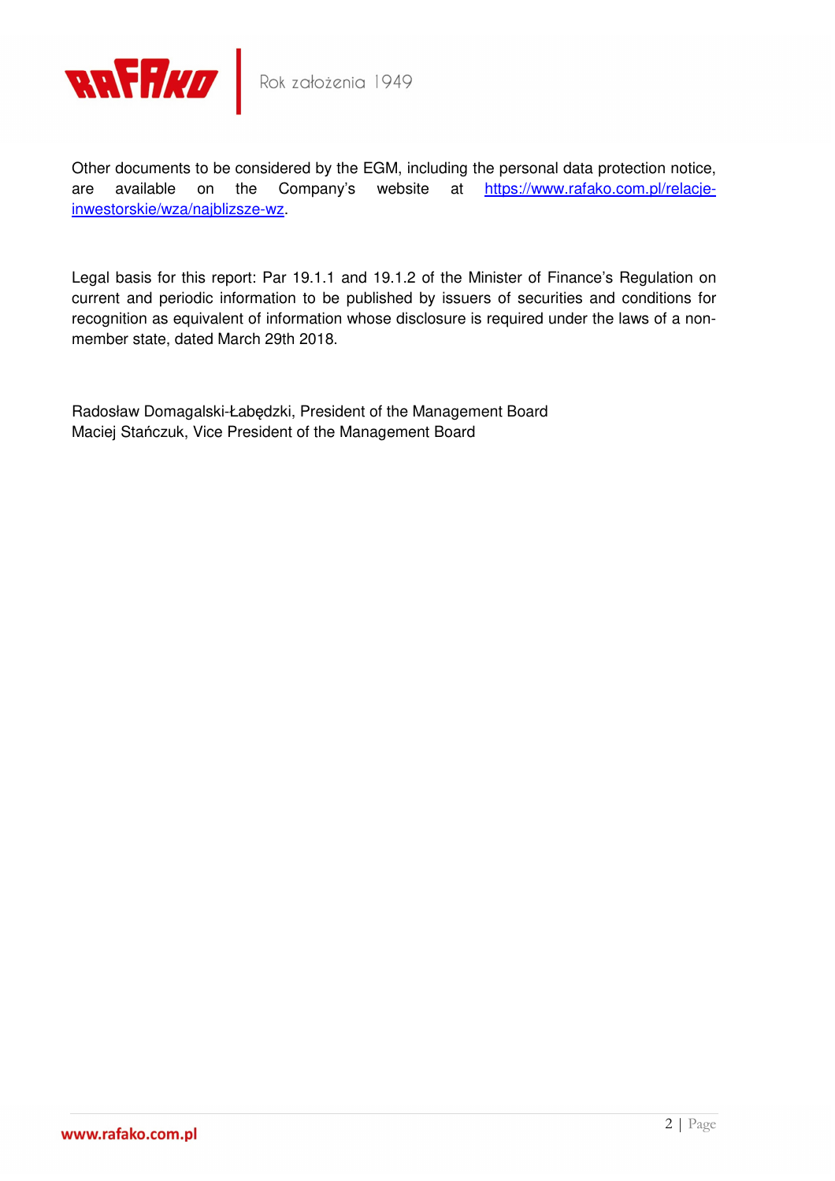Other documents to be considered by the EGM, including the personal data protection notice, are available on the Company's website at https://www.rafako.com.pl/relacje-inwestorskie/wza/najblizsze-wz.

Legal basis for this report: Par 19.1.1 and 19.1.2 of the Minister of Finance's Regulation on current and periodic information to be published by issuers of securities and conditions for recognition as equivalent of information whose disclosure is required under the laws of a non-member state, dated March 29th 2018.

Radosław Domagalski-Łabędzki, President of the Management Board
Maciej Stańczuk, Vice President of the Management Board